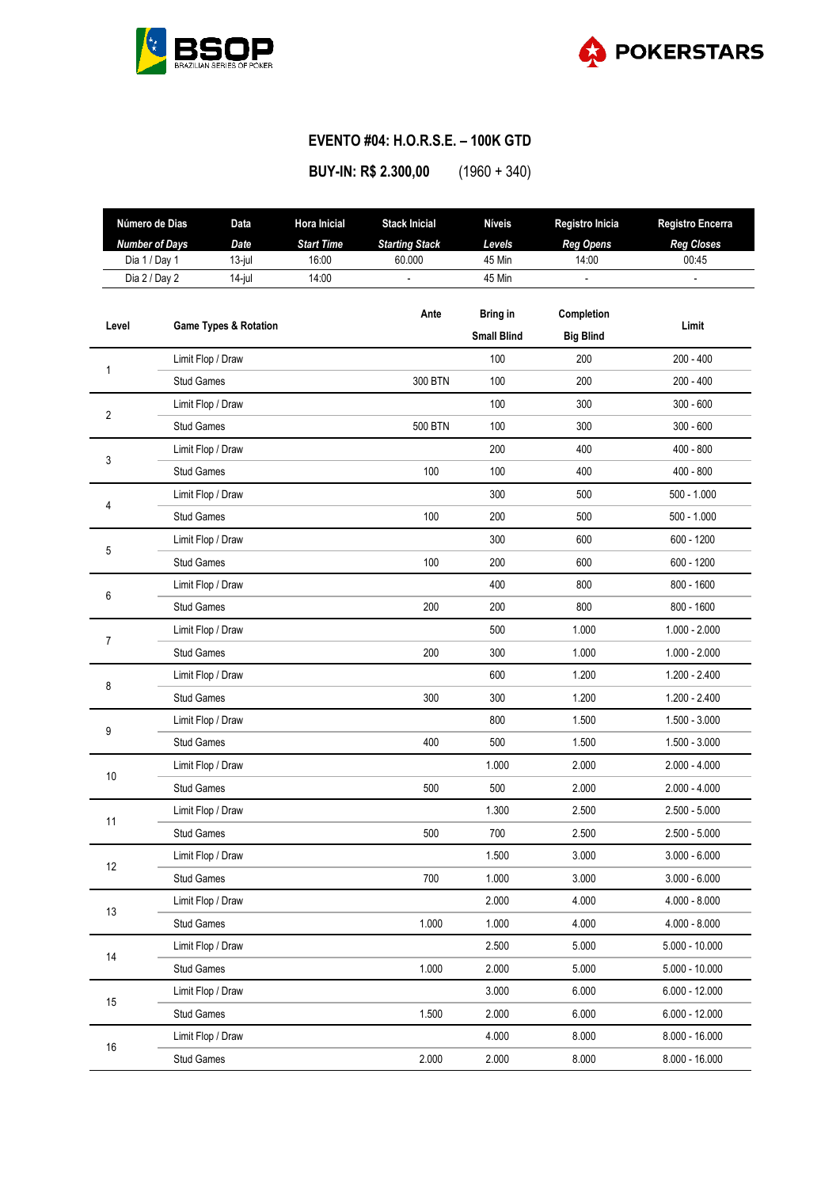BSOP BRAZILIAN SERIES OF POKER

POKERSTARS

# EVENTO #04: H.O.R.S.E. – 100K GTD

**BUY-IN: R$ 2.300,00** (1960 + 340)

| Número de Dias *Number of Days* | Data *Date* | Hora Inicial *Start Time* | Stack Inicial *Starting Stack* | Níveis *Levels* | Registro Inicia *Reg Opens* | Registro Encerra *Reg Closes* |
|---|---|---|---|---|---|---|
| Dia 1 / Day 1 | 13-jul | 16:00 | 60.000 | 45 Min | 14:00 | 00:45 |
| Dia 2 / Day 2 | 14-jul | 14:00 | - | 45 Min | - | - |

| Level | Game Types & Rotation | Ante | Bring in / Small Blind | Completion / Big Blind | Limit |
|---|---|---|---|---|---|
| 1 | Limit Flop / Draw | | 100 | 200 | 200 - 400 |
| | Stud Games | 300 BTN | 100 | 200 | 200 - 400 |
| 2 | Limit Flop / Draw | | 100 | 300 | 300 - 600 |
| | Stud Games | 500 BTN | 100 | 300 | 300 - 600 |
| 3 | Limit Flop / Draw | | 200 | 400 | 400 - 800 |
| | Stud Games | 100 | 100 | 400 | 400 - 800 |
| 4 | Limit Flop / Draw | | 300 | 500 | 500 - 1.000 |
| | Stud Games | 100 | 200 | 500 | 500 - 1.000 |
| 5 | Limit Flop / Draw | | 300 | 600 | 600 - 1200 |
| | Stud Games | 100 | 200 | 600 | 600 - 1200 |
| 6 | Limit Flop / Draw | | 400 | 800 | 800 - 1600 |
| | Stud Games | 200 | 200 | 800 | 800 - 1600 |
| 7 | Limit Flop / Draw | | 500 | 1.000 | 1.000 - 2.000 |
| | Stud Games | 200 | 300 | 1.000 | 1.000 - 2.000 |
| 8 | Limit Flop / Draw | | 600 | 1.200 | 1.200 - 2.400 |
| | Stud Games | 300 | 300 | 1.200 | 1.200 - 2.400 |
| 9 | Limit Flop / Draw | | 800 | 1.500 | 1.500 - 3.000 |
| | Stud Games | 400 | 500 | 1.500 | 1.500 - 3.000 |
| 10 | Limit Flop / Draw | | 1.000 | 2.000 | 2.000 - 4.000 |
| | Stud Games | 500 | 500 | 2.000 | 2.000 - 4.000 |
| 11 | Limit Flop / Draw | | 1.300 | 2.500 | 2.500 - 5.000 |
| | Stud Games | 500 | 700 | 2.500 | 2.500 - 5.000 |
| 12 | Limit Flop / Draw | | 1.500 | 3.000 | 3.000 - 6.000 |
| | Stud Games | 700 | 1.000 | 3.000 | 3.000 - 6.000 |
| 13 | Limit Flop / Draw | | 2.000 | 4.000 | 4.000 - 8.000 |
| | Stud Games | 1.000 | 1.000 | 4.000 | 4.000 - 8.000 |
| 14 | Limit Flop / Draw | | 2.500 | 5.000 | 5.000 - 10.000 |
| | Stud Games | 1.000 | 2.000 | 5.000 | 5.000 - 10.000 |
| 15 | Limit Flop / Draw | | 3.000 | 6.000 | 6.000 - 12.000 |
| | Stud Games | 1.500 | 2.000 | 6.000 | 6.000 - 12.000 |
| 16 | Limit Flop / Draw | | 4.000 | 8.000 | 8.000 - 16.000 |
| | Stud Games | 2.000 | 2.000 | 8.000 | 8.000 - 16.000 |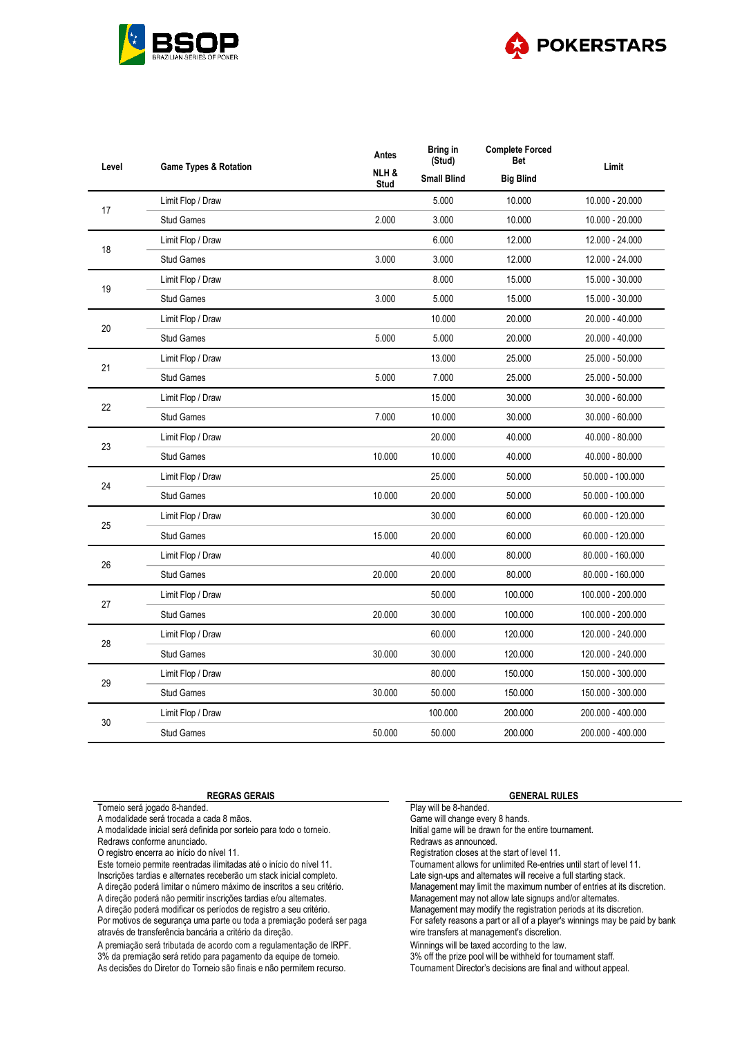BSOP BRAZILIAN SERIES OF POKER

POKERSTARS

| Level | Game Types & Rotation | Antes<br>NLH & Stud | Bring in (Stud)<br>Small Blind | Complete Forced Bet<br>Big Blind | Limit |
|---|---|---|---|---|---|
| 17 | Limit Flop / Draw | | 5.000 | 10.000 | 10.000 - 20.000 |
| | Stud Games | 2.000 | 3.000 | 10.000 | 10.000 - 20.000 |
| 18 | Limit Flop / Draw | | 6.000 | 12.000 | 12.000 - 24.000 |
| | Stud Games | 3.000 | 3.000 | 12.000 | 12.000 - 24.000 |
| 19 | Limit Flop / Draw | | 8.000 | 15.000 | 15.000 - 30.000 |
| | Stud Games | 3.000 | 5.000 | 15.000 | 15.000 - 30.000 |
| 20 | Limit Flop / Draw | | 10.000 | 20.000 | 20.000 - 40.000 |
| | Stud Games | 5.000 | 5.000 | 20.000 | 20.000 - 40.000 |
| 21 | Limit Flop / Draw | | 13.000 | 25.000 | 25.000 - 50.000 |
| | Stud Games | 5.000 | 7.000 | 25.000 | 25.000 - 50.000 |
| 22 | Limit Flop / Draw | | 15.000 | 30.000 | 30.000 - 60.000 |
| | Stud Games | 7.000 | 10.000 | 30.000 | 30.000 - 60.000 |
| 23 | Limit Flop / Draw | | 20.000 | 40.000 | 40.000 - 80.000 |
| | Stud Games | 10.000 | 10.000 | 40.000 | 40.000 - 80.000 |
| 24 | Limit Flop / Draw | | 25.000 | 50.000 | 50.000 - 100.000 |
| | Stud Games | 10.000 | 20.000 | 50.000 | 50.000 - 100.000 |
| 25 | Limit Flop / Draw | | 30.000 | 60.000 | 60.000 - 120.000 |
| | Stud Games | 15.000 | 20.000 | 60.000 | 60.000 - 120.000 |
| 26 | Limit Flop / Draw | | 40.000 | 80.000 | 80.000 - 160.000 |
| | Stud Games | 20.000 | 20.000 | 80.000 | 80.000 - 160.000 |
| 27 | Limit Flop / Draw | | 50.000 | 100.000 | 100.000 - 200.000 |
| | Stud Games | 20.000 | 30.000 | 100.000 | 100.000 - 200.000 |
| 28 | Limit Flop / Draw | | 60.000 | 120.000 | 120.000 - 240.000 |
| | Stud Games | 30.000 | 30.000 | 120.000 | 120.000 - 240.000 |
| 29 | Limit Flop / Draw | | 80.000 | 150.000 | 150.000 - 300.000 |
| | Stud Games | 30.000 | 50.000 | 150.000 | 150.000 - 300.000 |
| 30 | Limit Flop / Draw | | 100.000 | 200.000 | 200.000 - 400.000 |
| | Stud Games | 50.000 | 50.000 | 200.000 | 200.000 - 400.000 |

**REGRAS GERAIS**

Torneio será jogado 8-handed.
A modalidade será trocada a cada 8 mãos.
A modalidade inicial será definida por sorteio para todo o torneio.
Redraws conforme anunciado.
O registro encerra ao início do nível 11.
Este torneio permite reentradas ilimitadas até o início do nível 11.
Inscrições tardias e alternates receberão um stack inicial completo.
A direção poderá limitar o número máximo de inscritos a seu critério.
A direção poderá não permitir inscrições tardias e/ou alternates.
A direção poderá modificar os períodos de registro a seu critério.
Por motivos de segurança uma parte ou toda a premiação poderá ser paga através de transferência bancária a critério da direção.
A premiação será tributada de acordo com a regulamentação de IRPF.
3% da premiação será retido para pagamento da equipe de torneio.
As decisões do Diretor do Torneio são finais e não permitem recurso.

**GENERAL RULES**

Play will be 8-handed.
Game will change every 8 hands.
Initial game will be drawn for the entire tournament.
Redraws as announced.
Registration closes at the start of level 11.
Tournament allows for unlimited Re-entries until start of level 11.
Late sign-ups and alternates will receive a full starting stack.
Management may limit the maximum number of entries at its discretion.
Management may not allow late signups and/or alternates.
Management may modify the registration periods at its discretion.
For safety reasons a part or all of a player's winnings may be paid by bank wire transfers at management's discretion.
Winnings will be taxed according to the law.
3% off the prize pool will be withheld for tournament staff.
Tournament Director's decisions are final and without appeal.